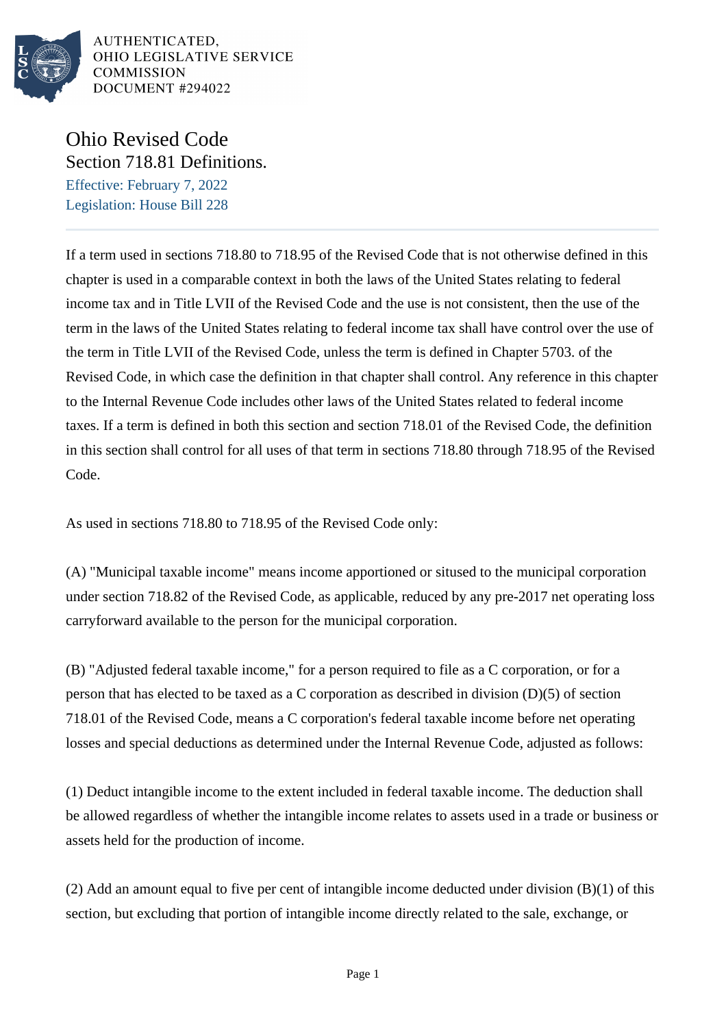AUTHENTICATED,
OHIO LEGISLATIVE SERVICE
COMMISSION
DOCUMENT #294022

# Ohio Revised Code

## Section 718.81 Definitions.

Effective: February 7, 2022
Legislation: House Bill 228

If a term used in sections 718.80 to 718.95 of the Revised Code that is not otherwise defined in this chapter is used in a comparable context in both the laws of the United States relating to federal income tax and in Title LVII of the Revised Code and the use is not consistent, then the use of the term in the laws of the United States relating to federal income tax shall have control over the use of the term in Title LVII of the Revised Code, unless the term is defined in Chapter 5703. of the Revised Code, in which case the definition in that chapter shall control. Any reference in this chapter to the Internal Revenue Code includes other laws of the United States related to federal income taxes. If a term is defined in both this section and section 718.01 of the Revised Code, the definition in this section shall control for all uses of that term in sections 718.80 through 718.95 of the Revised Code.

As used in sections 718.80 to 718.95 of the Revised Code only:

(A) "Municipal taxable income" means income apportioned or sitused to the municipal corporation under section 718.82 of the Revised Code, as applicable, reduced by any pre-2017 net operating loss carryforward available to the person for the municipal corporation.

(B) "Adjusted federal taxable income," for a person required to file as a C corporation, or for a person that has elected to be taxed as a C corporation as described in division (D)(5) of section 718.01 of the Revised Code, means a C corporation's federal taxable income before net operating losses and special deductions as determined under the Internal Revenue Code, adjusted as follows:

(1) Deduct intangible income to the extent included in federal taxable income. The deduction shall be allowed regardless of whether the intangible income relates to assets used in a trade or business or assets held for the production of income.

(2) Add an amount equal to five per cent of intangible income deducted under division (B)(1) of this section, but excluding that portion of intangible income directly related to the sale, exchange, or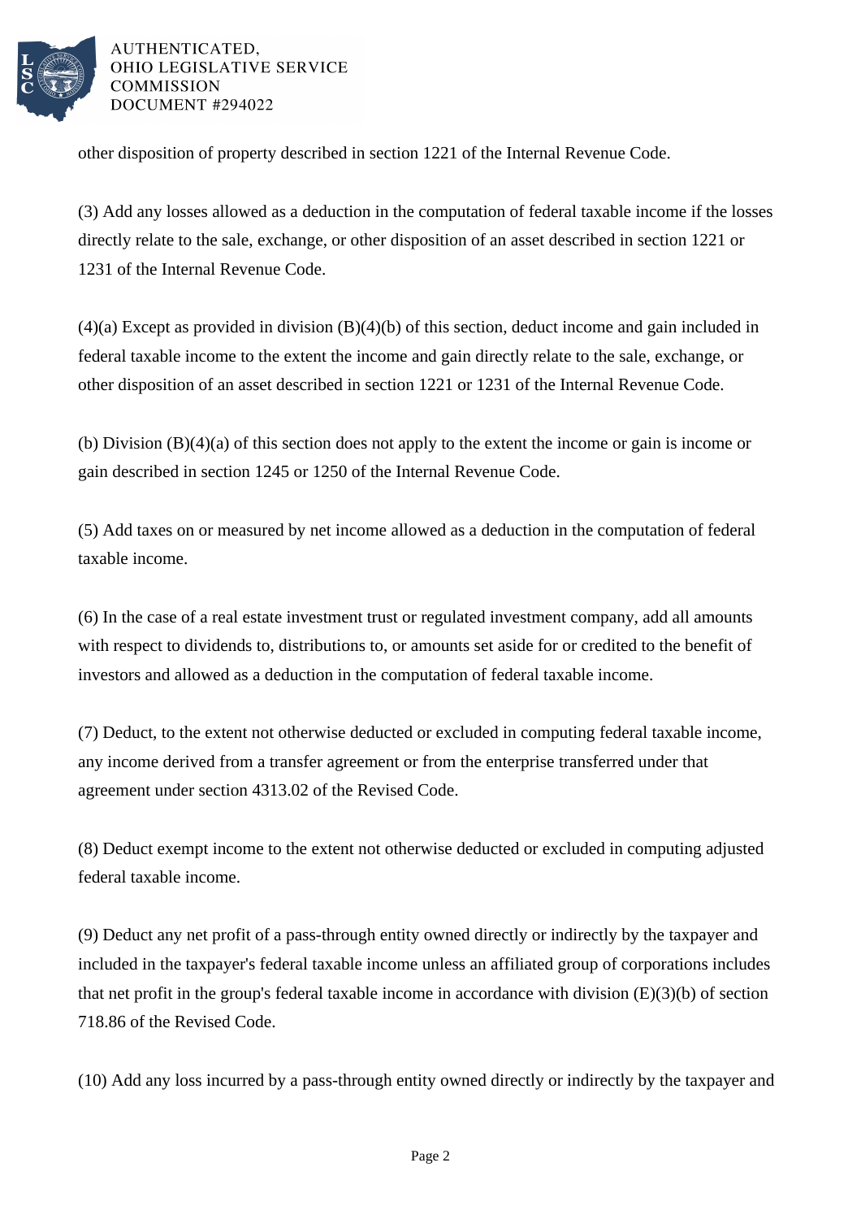other disposition of property described in section 1221 of the Internal Revenue Code.

(3) Add any losses allowed as a deduction in the computation of federal taxable income if the losses directly relate to the sale, exchange, or other disposition of an asset described in section 1221 or 1231 of the Internal Revenue Code.

(4)(a) Except as provided in division (B)(4)(b) of this section, deduct income and gain included in federal taxable income to the extent the income and gain directly relate to the sale, exchange, or other disposition of an asset described in section 1221 or 1231 of the Internal Revenue Code.

(b) Division (B)(4)(a) of this section does not apply to the extent the income or gain is income or gain described in section 1245 or 1250 of the Internal Revenue Code.

(5) Add taxes on or measured by net income allowed as a deduction in the computation of federal taxable income.

(6) In the case of a real estate investment trust or regulated investment company, add all amounts with respect to dividends to, distributions to, or amounts set aside for or credited to the benefit of investors and allowed as a deduction in the computation of federal taxable income.

(7) Deduct, to the extent not otherwise deducted or excluded in computing federal taxable income, any income derived from a transfer agreement or from the enterprise transferred under that agreement under section 4313.02 of the Revised Code.

(8) Deduct exempt income to the extent not otherwise deducted or excluded in computing adjusted federal taxable income.

(9) Deduct any net profit of a pass-through entity owned directly or indirectly by the taxpayer and included in the taxpayer's federal taxable income unless an affiliated group of corporations includes that net profit in the group's federal taxable income in accordance with division (E)(3)(b) of section 718.86 of the Revised Code.

(10) Add any loss incurred by a pass-through entity owned directly or indirectly by the taxpayer and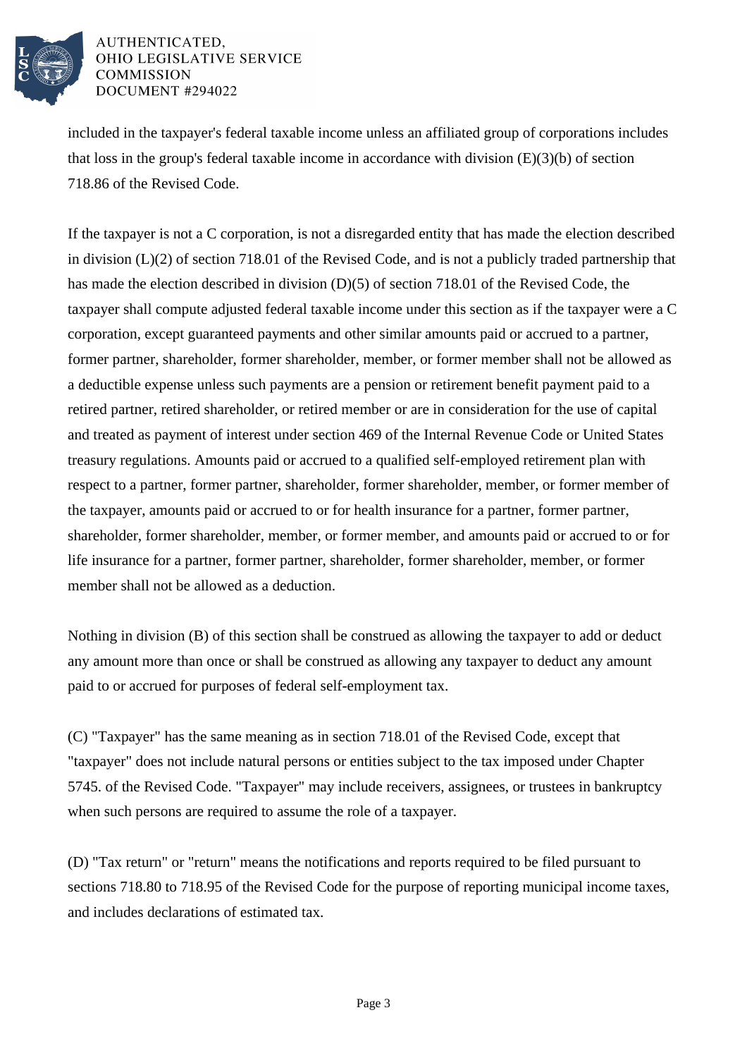included in the taxpayer's federal taxable income unless an affiliated group of corporations includes that loss in the group's federal taxable income in accordance with division (E)(3)(b) of section 718.86 of the Revised Code.

If the taxpayer is not a C corporation, is not a disregarded entity that has made the election described in division (L)(2) of section 718.01 of the Revised Code, and is not a publicly traded partnership that has made the election described in division (D)(5) of section 718.01 of the Revised Code, the taxpayer shall compute adjusted federal taxable income under this section as if the taxpayer were a C corporation, except guaranteed payments and other similar amounts paid or accrued to a partner, former partner, shareholder, former shareholder, member, or former member shall not be allowed as a deductible expense unless such payments are a pension or retirement benefit payment paid to a retired partner, retired shareholder, or retired member or are in consideration for the use of capital and treated as payment of interest under section 469 of the Internal Revenue Code or United States treasury regulations. Amounts paid or accrued to a qualified self-employed retirement plan with respect to a partner, former partner, shareholder, former shareholder, member, or former member of the taxpayer, amounts paid or accrued to or for health insurance for a partner, former partner, shareholder, former shareholder, member, or former member, and amounts paid or accrued to or for life insurance for a partner, former partner, shareholder, former shareholder, member, or former member shall not be allowed as a deduction.

Nothing in division (B) of this section shall be construed as allowing the taxpayer to add or deduct any amount more than once or shall be construed as allowing any taxpayer to deduct any amount paid to or accrued for purposes of federal self-employment tax.

(C) "Taxpayer" has the same meaning as in section 718.01 of the Revised Code, except that "taxpayer" does not include natural persons or entities subject to the tax imposed under Chapter 5745. of the Revised Code. "Taxpayer" may include receivers, assignees, or trustees in bankruptcy when such persons are required to assume the role of a taxpayer.

(D) "Tax return" or "return" means the notifications and reports required to be filed pursuant to sections 718.80 to 718.95 of the Revised Code for the purpose of reporting municipal income taxes, and includes declarations of estimated tax.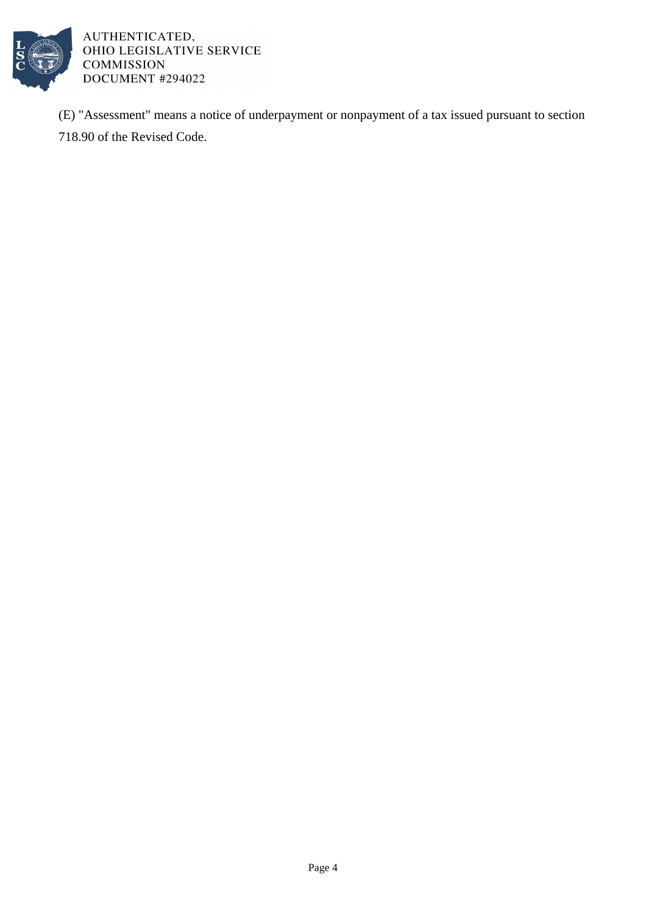(E) "Assessment" means a notice of underpayment or nonpayment of a tax issued pursuant to section 718.90 of the Revised Code.